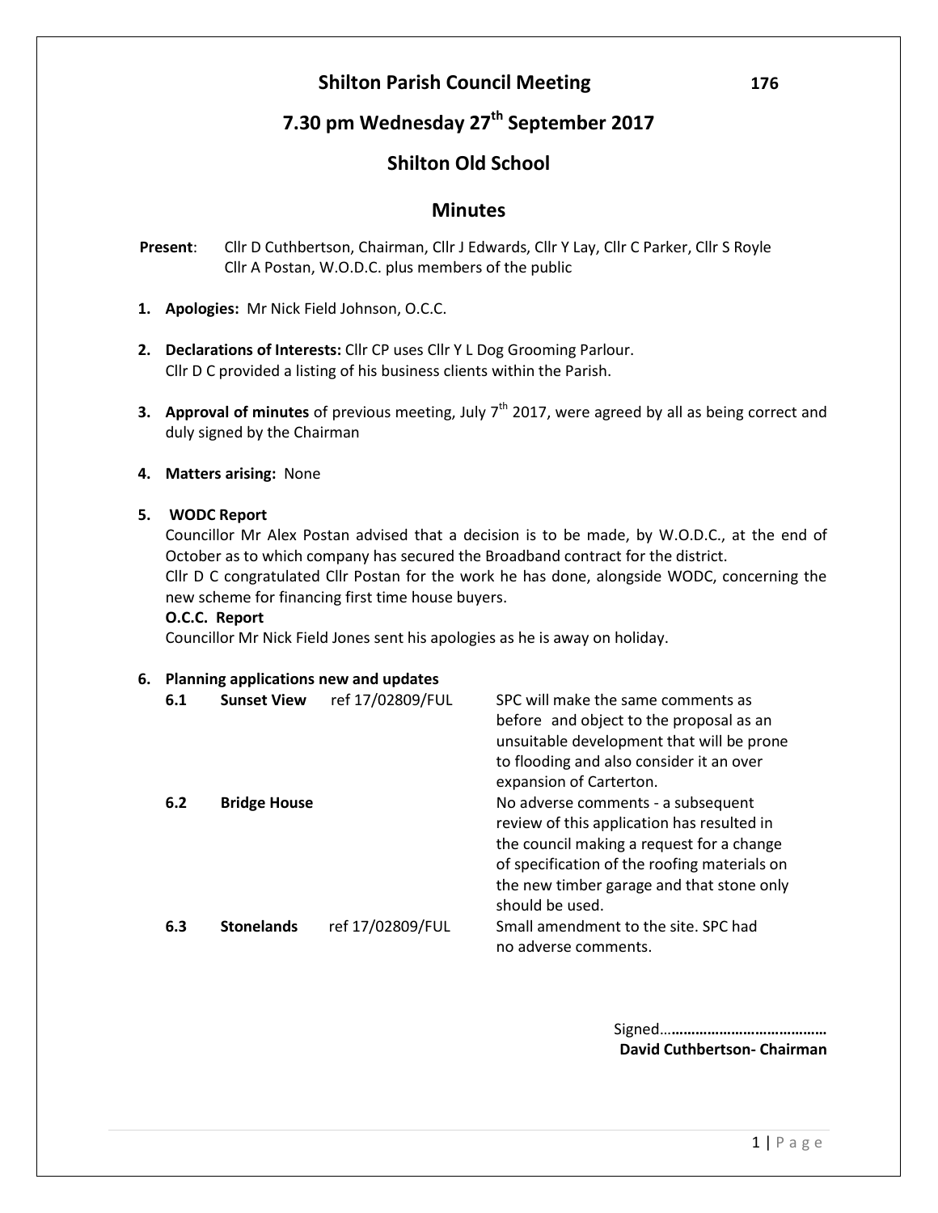# Shilton Parish Council Meeting

176

## 7.30 pm Wednesday 27th September 2017

## Shilton Old School

## Minutes

**Present**: Cllr D Cuthbertson, Chairman, Cllr J Edwards, Cllr Y Lay, Cllr C Parker, Cllr S Royle
Cllr A Postan, W.O.D.C. plus members of the public

1. **Apologies:** Mr Nick Field Johnson, O.C.C.

2. **Declarations of Interests:** Cllr CP uses Cllr Y L Dog Grooming Parlour.
   Cllr D C provided a listing of his business clients within the Parish.

3. **Approval of minutes** of previous meeting, July 7th 2017, were agreed by all as being correct and duly signed by the Chairman

4. **Matters arising:** None

5. **WODC Report**
   Councillor Mr Alex Postan advised that a decision is to be made, by W.O.D.C., at the end of October as to which company has secured the Broadband contract for the district.
   Cllr D C congratulated Cllr Postan for the work he has done, alongside WODC, concerning the new scheme for financing first time house buyers.
   **O.C.C. Report**
   Councillor Mr Nick Field Jones sent his apologies as he is away on holiday.

6. **Planning applications new and updates**

| | | | |
|---|---|---|---|
| 6.1 | **Sunset View** | ref 17/02809/FUL | SPC will make the same comments as before and object to the proposal as an unsuitable development that will be prone to flooding and also consider it an over expansion of Carterton. |
| 6.2 | **Bridge House** | | No adverse comments - a subsequent review of this application has resulted in the council making a request for a change of specification of the roofing materials on the new timber garage and that stone only should be used. |
| 6.3 | **Stonelands** | ref 17/02809/FUL | Small amendment to the site. SPC had no adverse comments. |

Signed…………………………………
**David Cuthbertson- Chairman**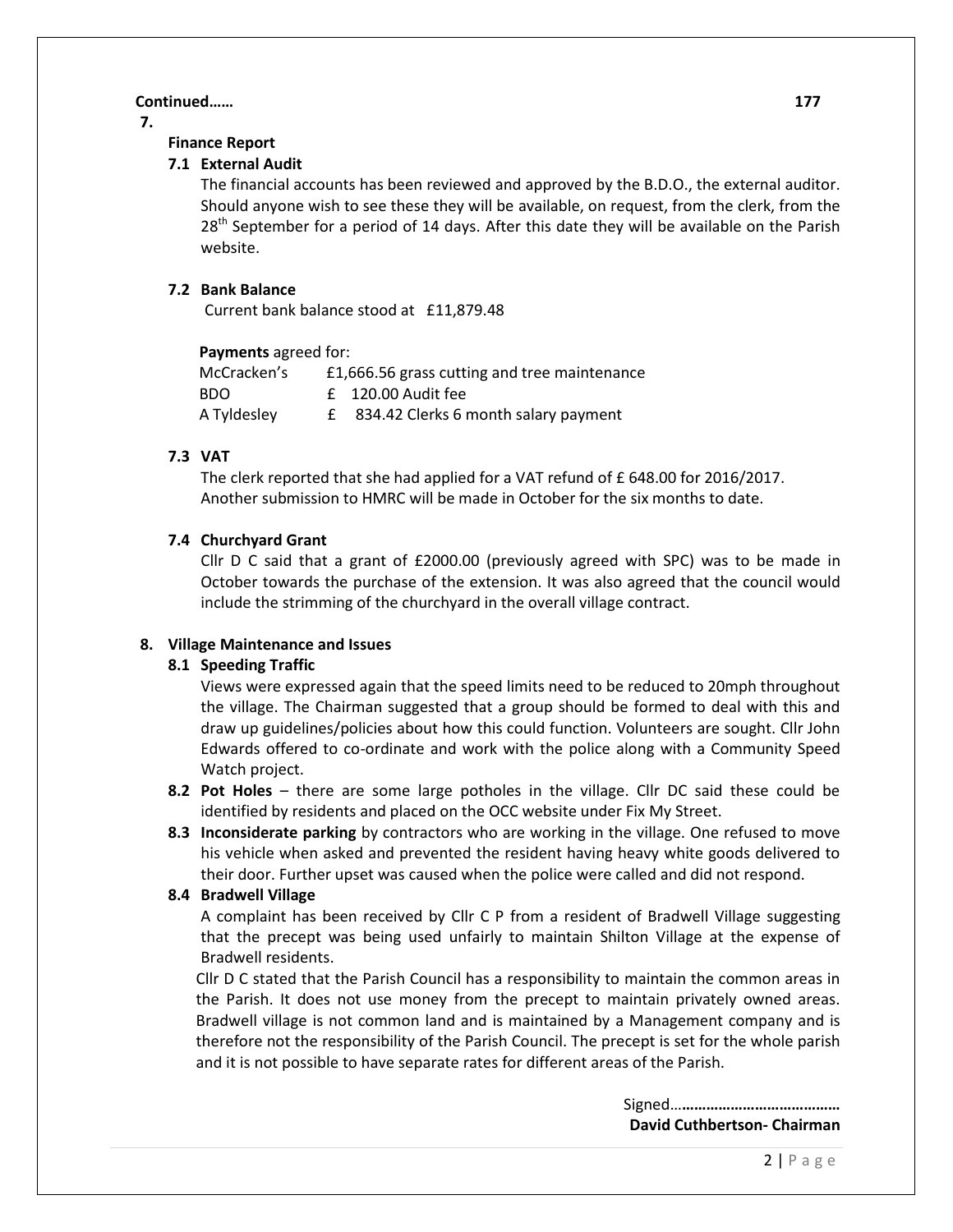**Continued……** **177**

**7.**

**Finance Report**

**7.1 External Audit**

The financial accounts has been reviewed and approved by the B.D.O., the external auditor. Should anyone wish to see these they will be available, on request, from the clerk, from the 28th September for a period of 14 days. After this date they will be available on the Parish website.

**7.2 Bank Balance**

Current bank balance stood at £11,879.48

**Payments** agreed for:

| | |
|---|---|
| McCracken's | £1,666.56 grass cutting and tree maintenance |
| BDO | £ 120.00 Audit fee |
| A Tyldesley | £ 834.42 Clerks 6 month salary payment |

**7.3 VAT**

The clerk reported that she had applied for a VAT refund of £ 648.00 for 2016/2017. Another submission to HMRC will be made in October for the six months to date.

**7.4 Churchyard Grant**

Cllr D C said that a grant of £2000.00 (previously agreed with SPC) was to be made in October towards the purchase of the extension. It was also agreed that the council would include the strimming of the churchyard in the overall village contract.

**8. Village Maintenance and Issues**

**8.1 Speeding Traffic**

Views were expressed again that the speed limits need to be reduced to 20mph throughout the village. The Chairman suggested that a group should be formed to deal with this and draw up guidelines/policies about how this could function. Volunteers are sought. Cllr John Edwards offered to co-ordinate and work with the police along with a Community Speed Watch project.

**8.2 Pot Holes** – there are some large potholes in the village. Cllr DC said these could be identified by residents and placed on the OCC website under Fix My Street.

**8.3 Inconsiderate parking** by contractors who are working in the village. One refused to move his vehicle when asked and prevented the resident having heavy white goods delivered to their door. Further upset was caused when the police were called and did not respond.

**8.4 Bradwell Village**

A complaint has been received by Cllr C P from a resident of Bradwell Village suggesting that the precept was being used unfairly to maintain Shilton Village at the expense of Bradwell residents.

Cllr D C stated that the Parish Council has a responsibility to maintain the common areas in the Parish. It does not use money from the precept to maintain privately owned areas. Bradwell village is not common land and is maintained by a Management company and is therefore not the responsibility of the Parish Council. The precept is set for the whole parish and it is not possible to have separate rates for different areas of the Parish.

Signed…**…………………………………**

**David Cuthbertson- Chairman**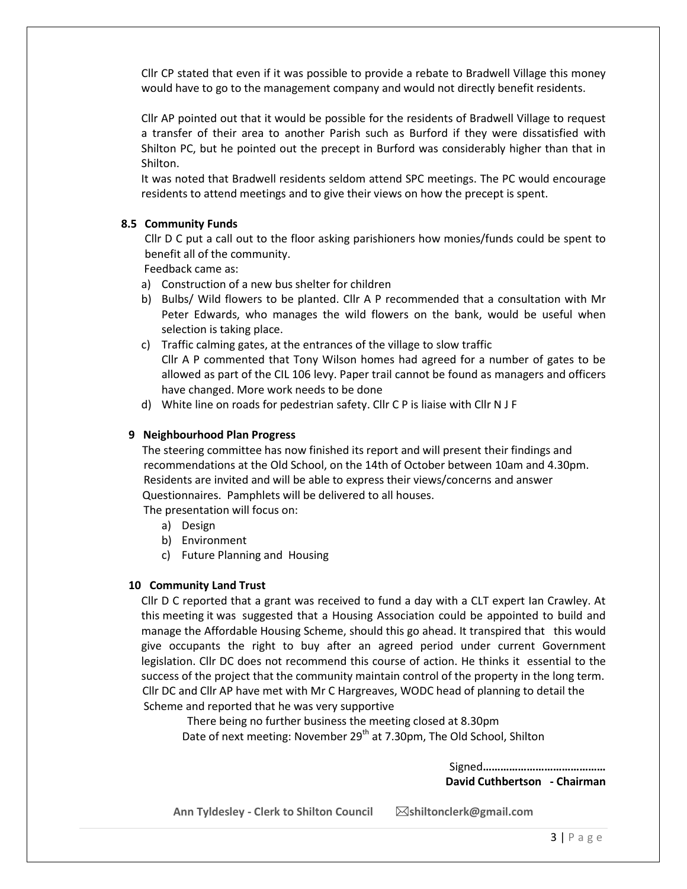Cllr CP stated that even if it was possible to provide a rebate to Bradwell Village this money would have to go to the management company and would not directly benefit residents.

Cllr AP pointed out that it would be possible for the residents of Bradwell Village to request a transfer of their area to another Parish such as Burford if they were dissatisfied with Shilton PC, but he pointed out the precept in Burford was considerably higher than that in Shilton.

It was noted that Bradwell residents seldom attend SPC meetings. The PC would encourage residents to attend meetings and to give their views on how the precept is spent.

**8.5 Community Funds**

Cllr D C put a call out to the floor asking parishioners how monies/funds could be spent to benefit all of the community.

Feedback came as:

a) Construction of a new bus shelter for children
b) Bulbs/ Wild flowers to be planted. Cllr A P recommended that a consultation with Mr Peter Edwards, who manages the wild flowers on the bank, would be useful when selection is taking place.
c) Traffic calming gates, at the entrances of the village to slow traffic
   Cllr A P commented that Tony Wilson homes had agreed for a number of gates to be allowed as part of the CIL 106 levy. Paper trail cannot be found as managers and officers have changed. More work needs to be done
d) White line on roads for pedestrian safety. Cllr C P is liaise with Cllr N J F

**9 Neighbourhood Plan Progress**

The steering committee has now finished its report and will present their findings and recommendations at the Old School, on the 14th of October between 10am and 4.30pm. Residents are invited and will be able to express their views/concerns and answer Questionnaires. Pamphlets will be delivered to all houses.

The presentation will focus on:

a) Design
b) Environment
c) Future Planning and Housing

**10 Community Land Trust**

Cllr D C reported that a grant was received to fund a day with a CLT expert Ian Crawley. At this meeting it was suggested that a Housing Association could be appointed to build and manage the Affordable Housing Scheme, should this go ahead. It transpired that this would give occupants the right to buy after an agreed period under current Government legislation. Cllr DC does not recommend this course of action. He thinks it essential to the success of the project that the community maintain control of the property in the long term. Cllr DC and Cllr AP have met with Mr C Hargreaves, WODC head of planning to detail the Scheme and reported that he was very supportive

There being no further business the meeting closed at 8.30pm

Date of next meeting: November 29th at 7.30pm, The Old School, Shilton

Signed**……………………………………**

**David Cuthbertson - Chairman**

**Ann Tyldesley - Clerk to Shilton Council** **shiltonclerk@gmail.com**